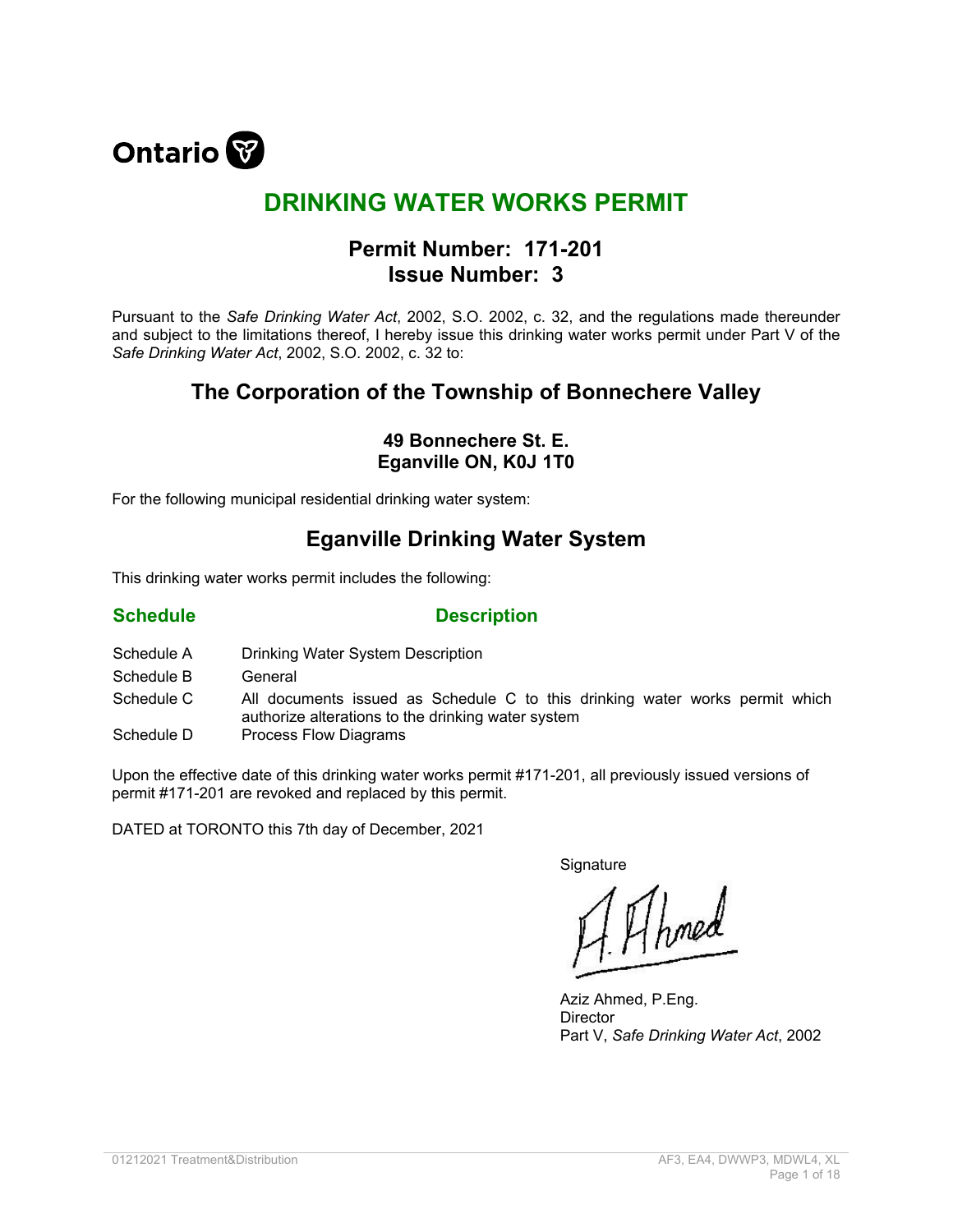Ontario

# DRINKING WATER WORKS PERMIT

## Permit Number: 171-201
## Issue Number: 3

Pursuant to the *Safe Drinking Water Act*, 2002, S.O. 2002, c. 32, and the regulations made thereunder and subject to the limitations thereof, I hereby issue this drinking water works permit under Part V of the *Safe Drinking Water Act*, 2002, S.O. 2002, c. 32 to:

## The Corporation of the Township of Bonnechere Valley

**49 Bonnechere St. E.**
**Eganville ON, K0J 1T0**

For the following municipal residential drinking water system:

## Eganville Drinking Water System

This drinking water works permit includes the following:

| Schedule | Description |
| --- | --- |
| Schedule A | Drinking Water System Description |
| Schedule B | General |
| Schedule C | All documents issued as Schedule C to this drinking water works permit which authorize alterations to the drinking water system |
| Schedule D | Process Flow Diagrams |

Upon the effective date of this drinking water works permit #171-201, all previously issued versions of permit #171-201 are revoked and replaced by this permit.

DATED at TORONTO this 7th day of December, 2021

Signature

A. Ahmed

Aziz Ahmed, P.Eng.
Director
Part V, *Safe Drinking Water Act*, 2002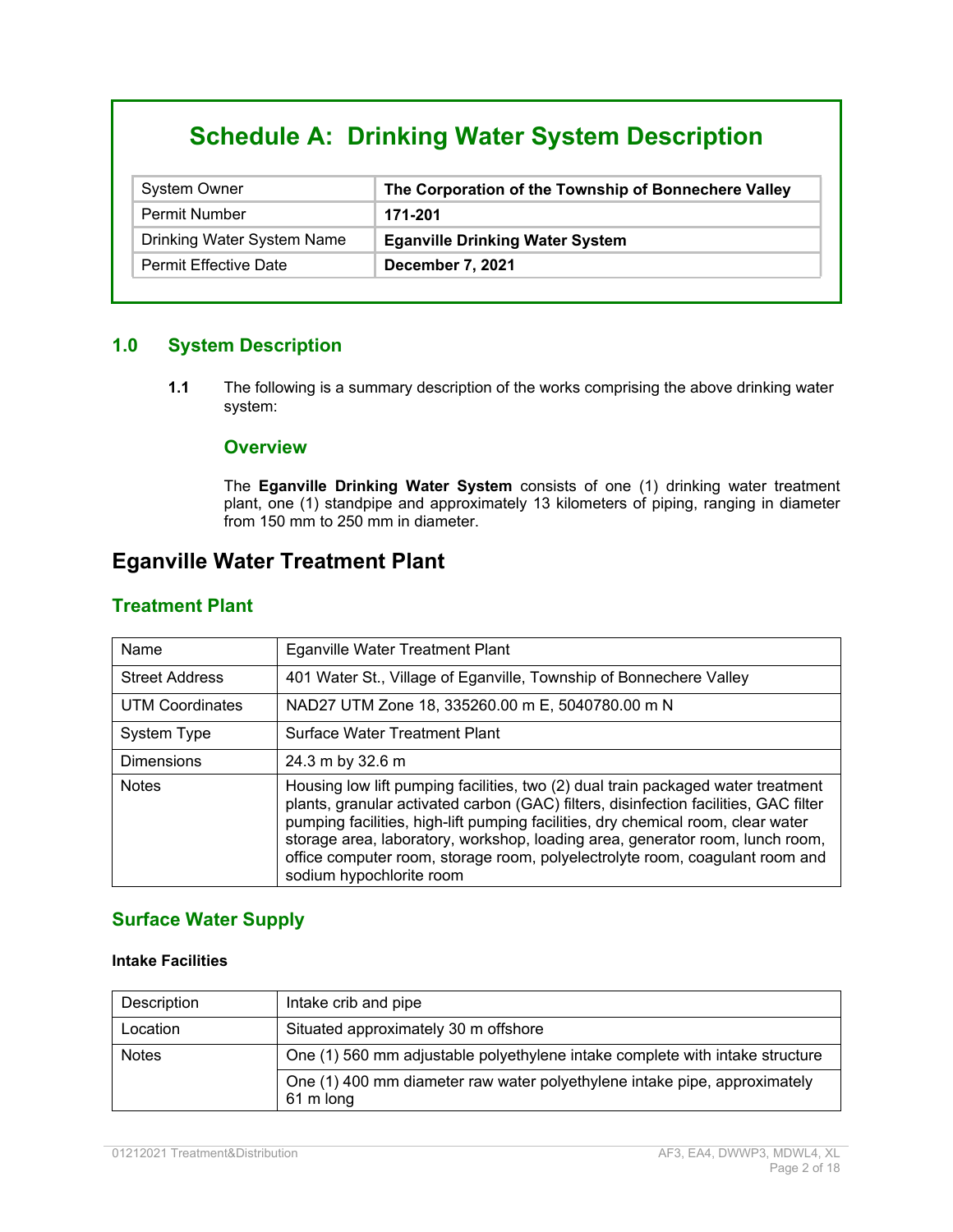# Schedule A: Drinking Water System Description

| | |
|---|---|
| System Owner | **The Corporation of the Township of Bonnechere Valley** |
| Permit Number | **171-201** |
| Drinking Water System Name | **Eganville Drinking Water System** |
| Permit Effective Date | **December 7, 2021** |

## 1.0 System Description

**1.1** The following is a summary description of the works comprising the above drinking water system:

### Overview

The **Eganville Drinking Water System** consists of one (1) drinking water treatment plant, one (1) standpipe and approximately 13 kilometers of piping, ranging in diameter from 150 mm to 250 mm in diameter.

## Eganville Water Treatment Plant

### Treatment Plant

| | |
|---|---|
| Name | Eganville Water Treatment Plant |
| Street Address | 401 Water St., Village of Eganville, Township of Bonnechere Valley |
| UTM Coordinates | NAD27 UTM Zone 18, 335260.00 m E, 5040780.00 m N |
| System Type | Surface Water Treatment Plant |
| Dimensions | 24.3 m by 32.6 m |
| Notes | Housing low lift pumping facilities, two (2) dual train packaged water treatment plants, granular activated carbon (GAC) filters, disinfection facilities, GAC filter pumping facilities, high-lift pumping facilities, dry chemical room, clear water storage area, laboratory, workshop, loading area, generator room, lunch room, office computer room, storage room, polyelectrolyte room, coagulant room and sodium hypochlorite room |

### Surface Water Supply

**Intake Facilities**

| | |
|---|---|
| Description | Intake crib and pipe |
| Location | Situated approximately 30 m offshore |
| Notes | One (1) 560 mm adjustable polyethylene intake complete with intake structure |
| | One (1) 400 mm diameter raw water polyethylene intake pipe, approximately 61 m long |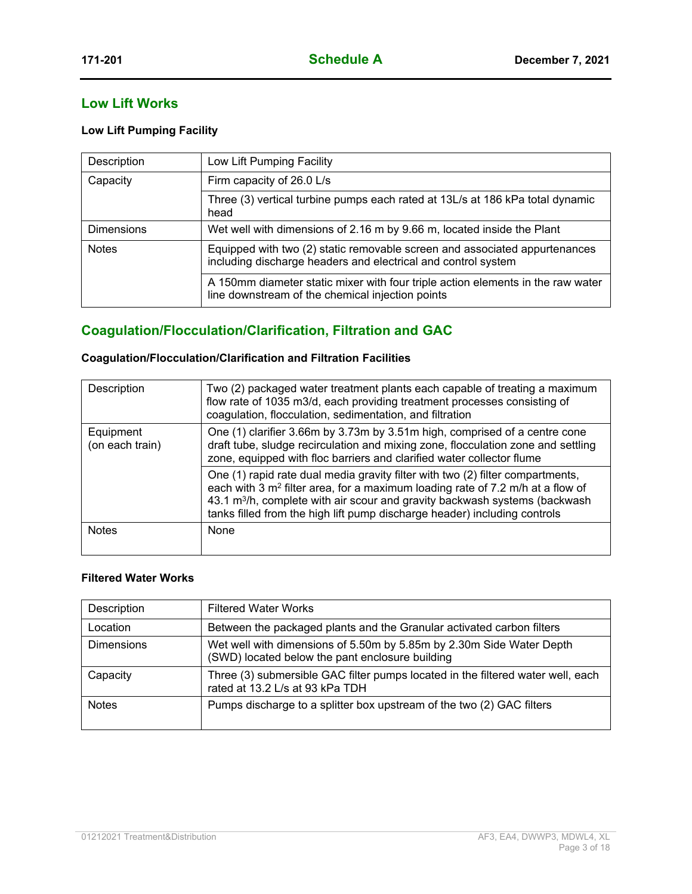## Low Lift Works

### Low Lift Pumping Facility

| Description | Low Lift Pumping Facility |
|---|---|
| Capacity | Firm capacity of 26.0 L/s |
| | Three (3) vertical turbine pumps each rated at 13L/s at 186 kPa total dynamic head |
| Dimensions | Wet well with dimensions of 2.16 m by 9.66 m, located inside the Plant |
| Notes | Equipped with two (2) static removable screen and associated appurtenances including discharge headers and electrical and control system |
| | A 150mm diameter static mixer with four triple action elements in the raw water line downstream of the chemical injection points |

## Coagulation/Flocculation/Clarification, Filtration and GAC

### Coagulation/Flocculation/Clarification and Filtration Facilities

| Description | Two (2) packaged water treatment plants each capable of treating a maximum flow rate of 1035 m3/d, each providing treatment processes consisting of coagulation, flocculation, sedimentation, and filtration |
|---|---|
| Equipment (on each train) | One (1) clarifier 3.66m by 3.73m by 3.51m high, comprised of a centre cone draft tube, sludge recirculation and mixing zone, flocculation zone and settling zone, equipped with floc barriers and clarified water collector flume |
| | One (1) rapid rate dual media gravity filter with two (2) filter compartments, each with 3 $m^2$ filter area, for a maximum loading rate of 7.2 m/h at a flow of 43.1 $m^3$/h, complete with air scour and gravity backwash systems (backwash tanks filled from the high lift pump discharge header) including controls |
| Notes | None |

### Filtered Water Works

| Description | Filtered Water Works |
|---|---|
| Location | Between the packaged plants and the Granular activated carbon filters |
| Dimensions | Wet well with dimensions of 5.50m by 5.85m by 2.30m Side Water Depth (SWD) located below the pant enclosure building |
| Capacity | Three (3) submersible GAC filter pumps located in the filtered water well, each rated at 13.2 L/s at 93 kPa TDH |
| Notes | Pumps discharge to a splitter box upstream of the two (2) GAC filters |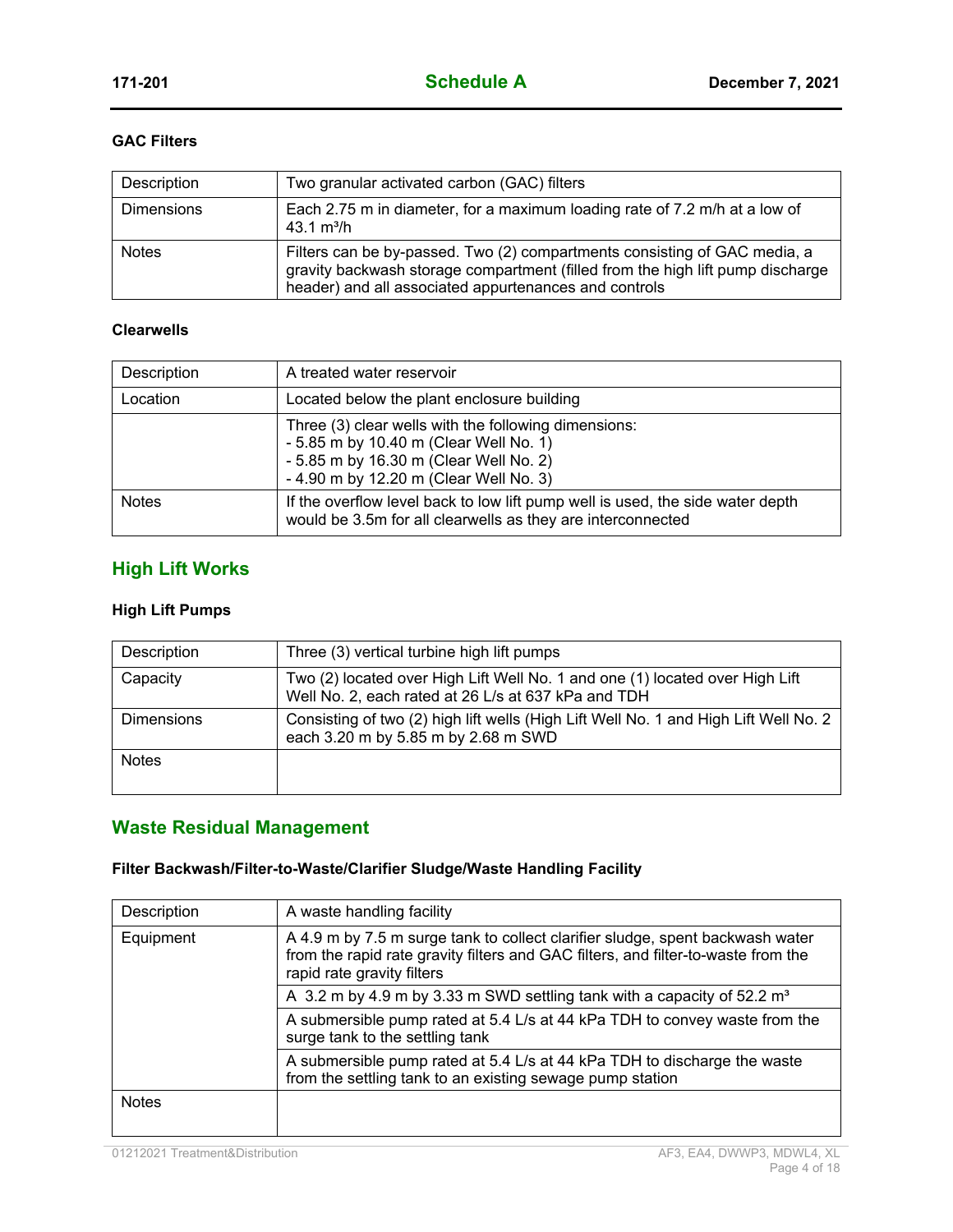### GAC Filters

| Description | Two granular activated carbon (GAC) filters |
| --- | --- |
| Dimensions | Each 2.75 m in diameter, for a maximum loading rate of 7.2 m/h at a low of 43.1 $m^3/h$ |
| Notes | Filters can be by-passed. Two (2) compartments consisting of GAC media, a gravity backwash storage compartment (filled from the high lift pump discharge header) and all associated appurtenances and controls |

### Clearwells

| Description | A treated water reservoir |
| --- | --- |
| Location | Located below the plant enclosure building |
| | Three (3) clear wells with the following dimensions:<br>- 5.85 m by 10.40 m (Clear Well No. 1)<br>- 5.85 m by 16.30 m (Clear Well No. 2)<br>- 4.90 m by 12.20 m (Clear Well No. 3) |
| Notes | If the overflow level back to low lift pump well is used, the side water depth would be 3.5m for all clearwells as they are interconnected |

## High Lift Works

### High Lift Pumps

| Description | Three (3) vertical turbine high lift pumps |
| --- | --- |
| Capacity | Two (2) located over High Lift Well No. 1 and one (1) located over High Lift Well No. 2, each rated at 26 L/s at 637 kPa and TDH |
| Dimensions | Consisting of two (2) high lift wells (High Lift Well No. 1 and High Lift Well No. 2 each 3.20 m by 5.85 m by 2.68 m SWD |
| Notes | |

## Waste Residual Management

### Filter Backwash/Filter-to-Waste/Clarifier Sludge/Waste Handling Facility

| Description | A waste handling facility |
| --- | --- |
| Equipment | A 4.9 m by 7.5 m surge tank to collect clarifier sludge, spent backwash water from the rapid rate gravity filters and GAC filters, and filter-to-waste from the rapid rate gravity filters |
| | A 3.2 m by 4.9 m by 3.33 m SWD settling tank with a capacity of 52.2 $m^3$ |
| | A submersible pump rated at 5.4 L/s at 44 kPa TDH to convey waste from the surge tank to the settling tank |
| | A submersible pump rated at 5.4 L/s at 44 kPa TDH to discharge the waste from the settling tank to an existing sewage pump station |
| Notes | |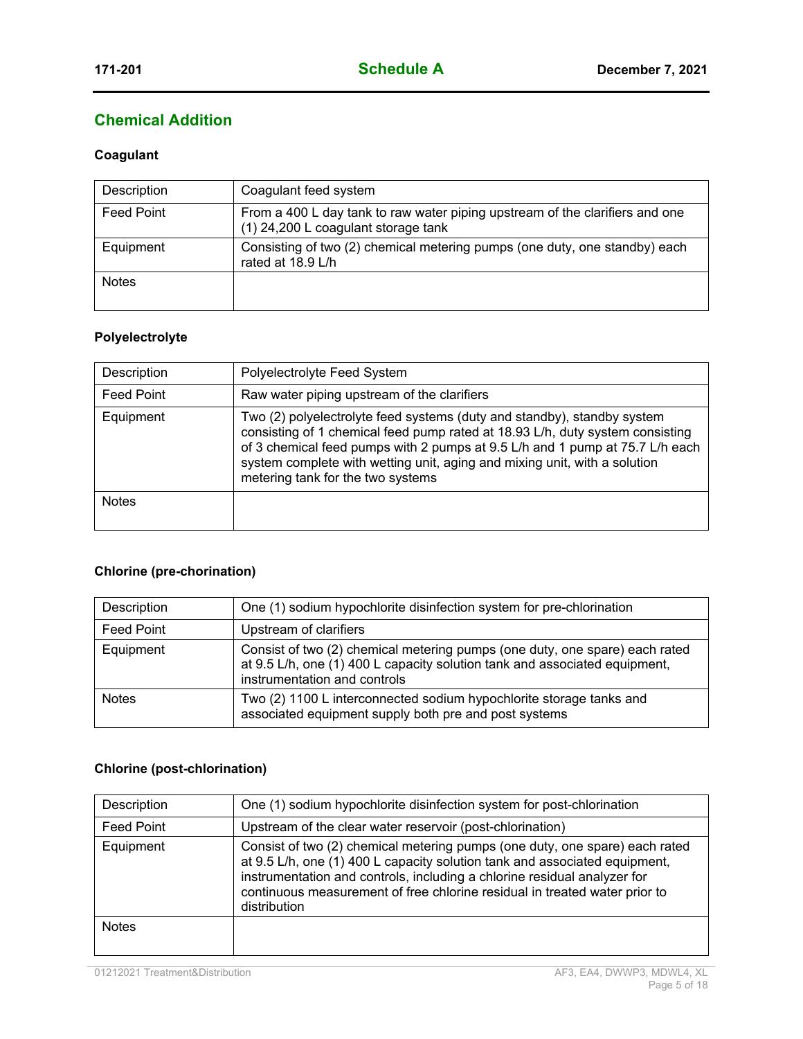## Chemical Addition

### Coagulant

| Description | Coagulant feed system |
|---|---|
| Feed Point | From a 400 L day tank to raw water piping upstream of the clarifiers and one (1) 24,200 L coagulant storage tank |
| Equipment | Consisting of two (2) chemical metering pumps (one duty, one standby) each rated at 18.9 L/h |
| Notes | |

### Polyelectrolyte

| Description | Polyelectrolyte Feed System |
|---|---|
| Feed Point | Raw water piping upstream of the clarifiers |
| Equipment | Two (2) polyelectrolyte feed systems (duty and standby), standby system consisting of 1 chemical feed pump rated at 18.93 L/h, duty system consisting of 3 chemical feed pumps with 2 pumps at 9.5 L/h and 1 pump at 75.7 L/h each system complete with wetting unit, aging and mixing unit, with a solution metering tank for the two systems |
| Notes | |

### Chlorine (pre-chorination)

| Description | One (1) sodium hypochlorite disinfection system for pre-chlorination |
|---|---|
| Feed Point | Upstream of clarifiers |
| Equipment | Consist of two (2) chemical metering pumps (one duty, one spare) each rated at 9.5 L/h, one (1) 400 L capacity solution tank and associated equipment, instrumentation and controls |
| Notes | Two (2) 1100 L interconnected sodium hypochlorite storage tanks and associated equipment supply both pre and post systems |

### Chlorine (post-chlorination)

| Description | One (1) sodium hypochlorite disinfection system for post-chlorination |
|---|---|
| Feed Point | Upstream of the clear water reservoir (post-chlorination) |
| Equipment | Consist of two (2) chemical metering pumps (one duty, one spare) each rated at 9.5 L/h, one (1) 400 L capacity solution tank and associated equipment, instrumentation and controls, including a chlorine residual analyzer for continuous measurement of free chlorine residual in treated water prior to distribution |
| Notes | |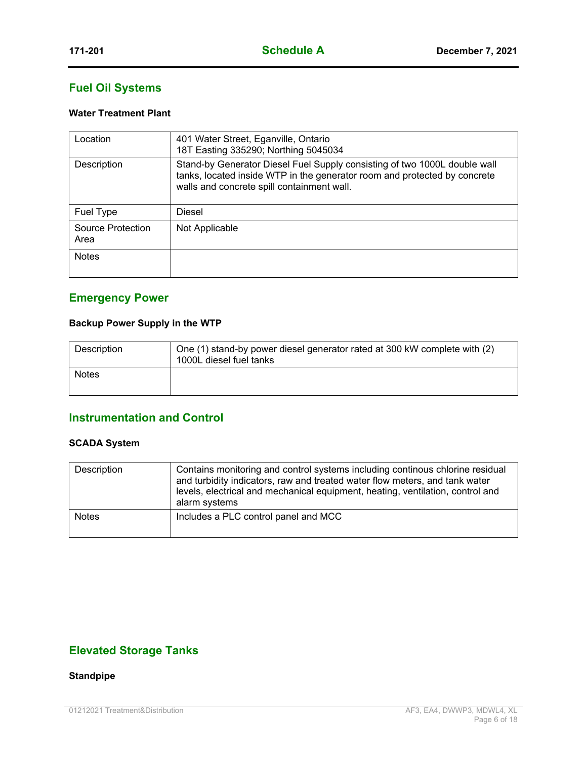## Fuel Oil Systems

### Water Treatment Plant

| Location | 401 Water Street, Eganville, Ontario<br>18T Easting 335290; Northing 5045034 |
|---|---|
| Description | Stand-by Generator Diesel Fuel Supply consisting of two 1000L double wall tanks, located inside WTP in the generator room and protected by concrete walls and concrete spill containment wall. |
| Fuel Type | Diesel |
| Source Protection Area | Not Applicable |
| Notes | |

## Emergency Power

### Backup Power Supply in the WTP

| Description | One (1) stand-by power diesel generator rated at 300 kW complete with (2) 1000L diesel fuel tanks |
|---|---|
| Notes | |

## Instrumentation and Control

### SCADA System

| Description | Contains monitoring and control systems including continous chlorine residual and turbidity indicators, raw and treated water flow meters, and tank water levels, electrical and mechanical equipment, heating, ventilation, control and alarm systems |
|---|---|
| Notes | Includes a PLC control panel and MCC |

## Elevated Storage Tanks

### Standpipe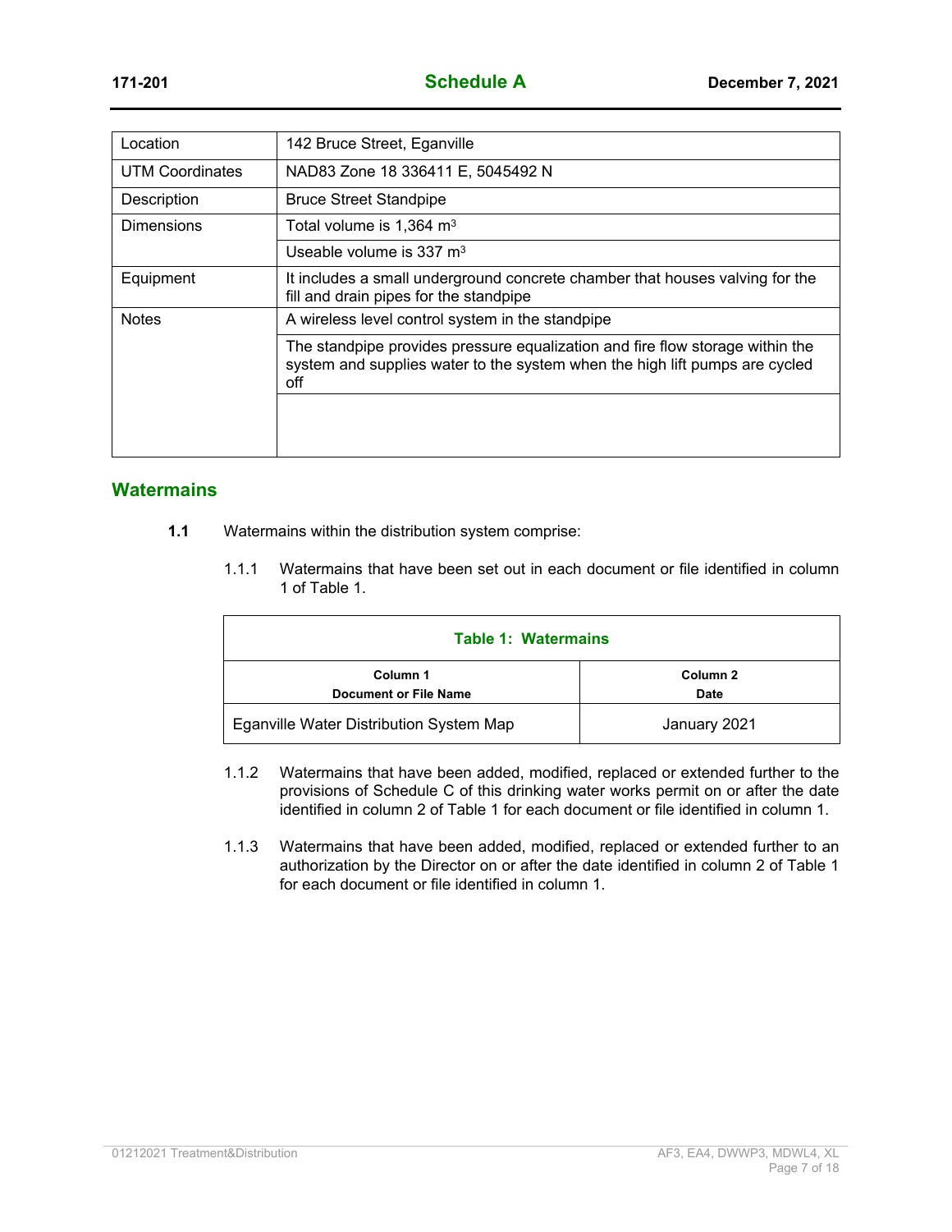| | |
|---|---|
| Location | 142 Bruce Street, Eganville |
| UTM Coordinates | NAD83 Zone 18 336411 E, 5045492 N |
| Description | Bruce Street Standpipe |
| Dimensions | Total volume is 1,364 $m^3$ |
| | Useable volume is 337 $m^3$ |
| Equipment | It includes a small underground concrete chamber that houses valving for the fill and drain pipes for the standpipe |
| Notes | A wireless level control system in the standpipe |
| | The standpipe provides pressure equalization and fire flow storage within the system and supplies water to the system when the high lift pumps are cycled off |
| | |

## Watermains

**1.1** Watermains within the distribution system comprise:

1.1.1 Watermains that have been set out in each document or file identified in column 1 of Table 1.

**Table 1: Watermains**

| Column 1<br>Document or File Name | Column 2<br>Date |
|---|---|
| Eganville Water Distribution System Map | January 2021 |

1.1.2 Watermains that have been added, modified, replaced or extended further to the provisions of Schedule C of this drinking water works permit on or after the date identified in column 2 of Table 1 for each document or file identified in column 1.

1.1.3 Watermains that have been added, modified, replaced or extended further to an authorization by the Director on or after the date identified in column 2 of Table 1 for each document or file identified in column 1.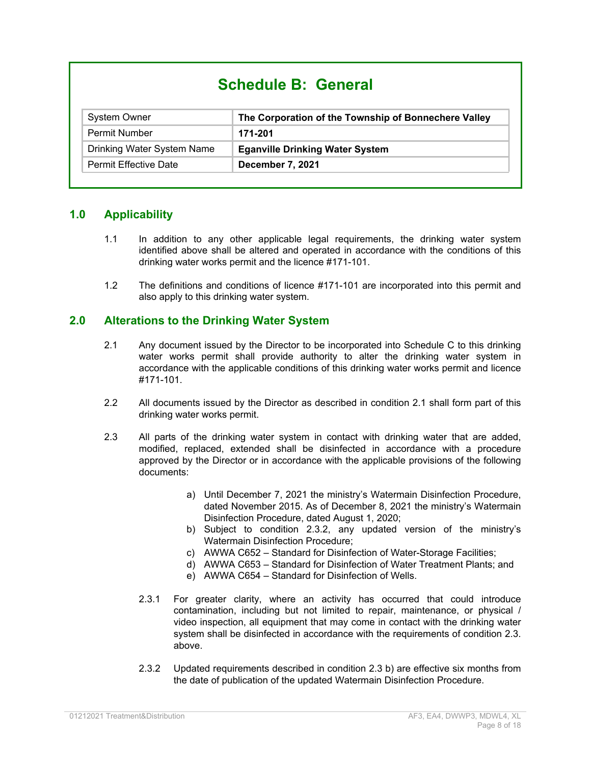# Schedule B: General

| System Owner | **The Corporation of the Township of Bonnechere Valley** |
|---|---|
| Permit Number | **171-201** |
| Drinking Water System Name | **Eganville Drinking Water System** |
| Permit Effective Date | **December 7, 2021** |

## 1.0 Applicability

1.1 In addition to any other applicable legal requirements, the drinking water system identified above shall be altered and operated in accordance with the conditions of this drinking water works permit and the licence #171-101.

1.2 The definitions and conditions of licence #171-101 are incorporated into this permit and also apply to this drinking water system.

## 2.0 Alterations to the Drinking Water System

2.1 Any document issued by the Director to be incorporated into Schedule C to this drinking water works permit shall provide authority to alter the drinking water system in accordance with the applicable conditions of this drinking water works permit and licence #171-101.

2.2 All documents issued by the Director as described in condition 2.1 shall form part of this drinking water works permit.

2.3 All parts of the drinking water system in contact with drinking water that are added, modified, replaced, extended shall be disinfected in accordance with a procedure approved by the Director or in accordance with the applicable provisions of the following documents:

a) Until December 7, 2021 the ministry's Watermain Disinfection Procedure, dated November 2015. As of December 8, 2021 the ministry's Watermain Disinfection Procedure, dated August 1, 2020;
b) Subject to condition 2.3.2, any updated version of the ministry's Watermain Disinfection Procedure;
c) AWWA C652 – Standard for Disinfection of Water-Storage Facilities;
d) AWWA C653 – Standard for Disinfection of Water Treatment Plants; and
e) AWWA C654 – Standard for Disinfection of Wells.

2.3.1 For greater clarity, where an activity has occurred that could introduce contamination, including but not limited to repair, maintenance, or physical / video inspection, all equipment that may come in contact with the drinking water system shall be disinfected in accordance with the requirements of condition 2.3. above.

2.3.2 Updated requirements described in condition 2.3 b) are effective six months from the date of publication of the updated Watermain Disinfection Procedure.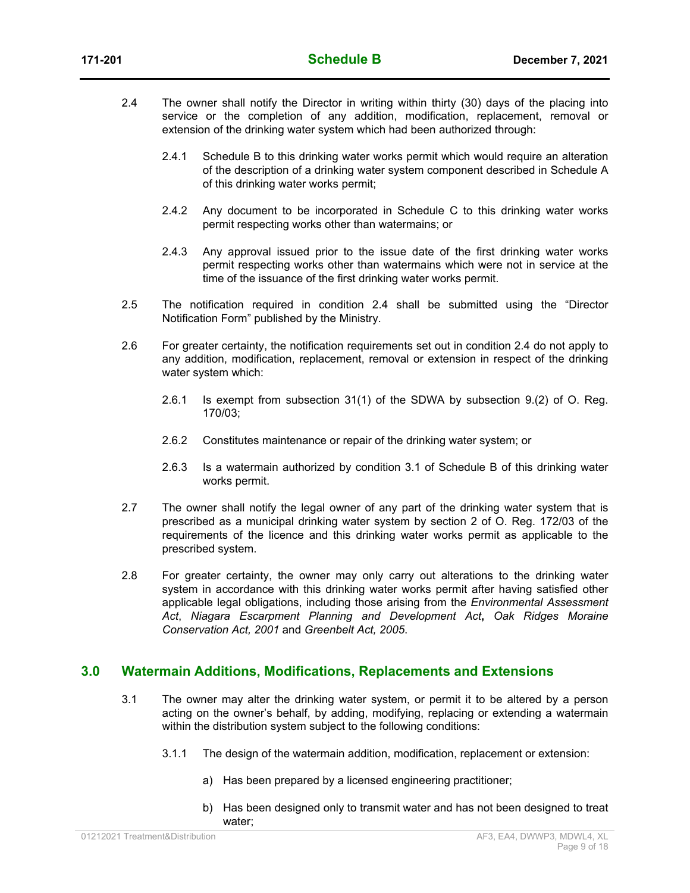2.4 The owner shall notify the Director in writing within thirty (30) days of the placing into service or the completion of any addition, modification, replacement, removal or extension of the drinking water system which had been authorized through:

2.4.1 Schedule B to this drinking water works permit which would require an alteration of the description of a drinking water system component described in Schedule A of this drinking water works permit;

2.4.2 Any document to be incorporated in Schedule C to this drinking water works permit respecting works other than watermains; or

2.4.3 Any approval issued prior to the issue date of the first drinking water works permit respecting works other than watermains which were not in service at the time of the issuance of the first drinking water works permit.

2.5 The notification required in condition 2.4 shall be submitted using the "Director Notification Form" published by the Ministry.

2.6 For greater certainty, the notification requirements set out in condition 2.4 do not apply to any addition, modification, replacement, removal or extension in respect of the drinking water system which:

2.6.1 Is exempt from subsection 31(1) of the SDWA by subsection 9.(2) of O. Reg. 170/03;

2.6.2 Constitutes maintenance or repair of the drinking water system; or

2.6.3 Is a watermain authorized by condition 3.1 of Schedule B of this drinking water works permit.

2.7 The owner shall notify the legal owner of any part of the drinking water system that is prescribed as a municipal drinking water system by section 2 of O. Reg. 172/03 of the requirements of the licence and this drinking water works permit as applicable to the prescribed system.

2.8 For greater certainty, the owner may only carry out alterations to the drinking water system in accordance with this drinking water works permit after having satisfied other applicable legal obligations, including those arising from the *Environmental Assessment Act*, *Niagara Escarpment Planning and Development Act*, *Oak Ridges Moraine Conservation Act, 2001* and *Greenbelt Act, 2005*.

## 3.0 Watermain Additions, Modifications, Replacements and Extensions

3.1 The owner may alter the drinking water system, or permit it to be altered by a person acting on the owner's behalf, by adding, modifying, replacing or extending a watermain within the distribution system subject to the following conditions:

3.1.1 The design of the watermain addition, modification, replacement or extension:

a) Has been prepared by a licensed engineering practitioner;

b) Has been designed only to transmit water and has not been designed to treat water;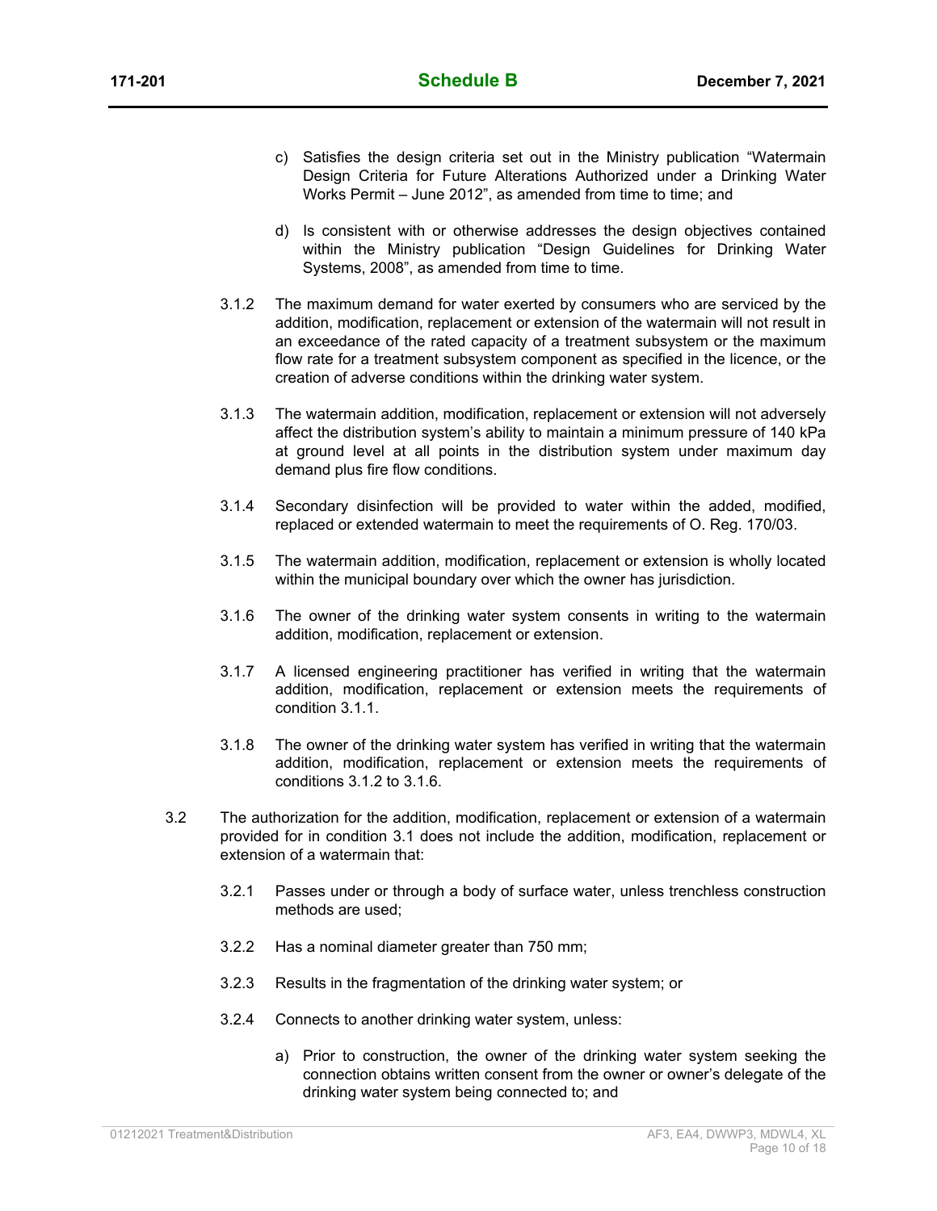c) Satisfies the design criteria set out in the Ministry publication "Watermain Design Criteria for Future Alterations Authorized under a Drinking Water Works Permit – June 2012", as amended from time to time; and

d) Is consistent with or otherwise addresses the design objectives contained within the Ministry publication "Design Guidelines for Drinking Water Systems, 2008", as amended from time to time.

3.1.2 The maximum demand for water exerted by consumers who are serviced by the addition, modification, replacement or extension of the watermain will not result in an exceedance of the rated capacity of a treatment subsystem or the maximum flow rate for a treatment subsystem component as specified in the licence, or the creation of adverse conditions within the drinking water system.

3.1.3 The watermain addition, modification, replacement or extension will not adversely affect the distribution system's ability to maintain a minimum pressure of 140 kPa at ground level at all points in the distribution system under maximum day demand plus fire flow conditions.

3.1.4 Secondary disinfection will be provided to water within the added, modified, replaced or extended watermain to meet the requirements of O. Reg. 170/03.

3.1.5 The watermain addition, modification, replacement or extension is wholly located within the municipal boundary over which the owner has jurisdiction.

3.1.6 The owner of the drinking water system consents in writing to the watermain addition, modification, replacement or extension.

3.1.7 A licensed engineering practitioner has verified in writing that the watermain addition, modification, replacement or extension meets the requirements of condition 3.1.1.

3.1.8 The owner of the drinking water system has verified in writing that the watermain addition, modification, replacement or extension meets the requirements of conditions 3.1.2 to 3.1.6.

3.2 The authorization for the addition, modification, replacement or extension of a watermain provided for in condition 3.1 does not include the addition, modification, replacement or extension of a watermain that:

3.2.1 Passes under or through a body of surface water, unless trenchless construction methods are used;

3.2.2 Has a nominal diameter greater than 750 mm;

3.2.3 Results in the fragmentation of the drinking water system; or

3.2.4 Connects to another drinking water system, unless:

a) Prior to construction, the owner of the drinking water system seeking the connection obtains written consent from the owner or owner's delegate of the drinking water system being connected to; and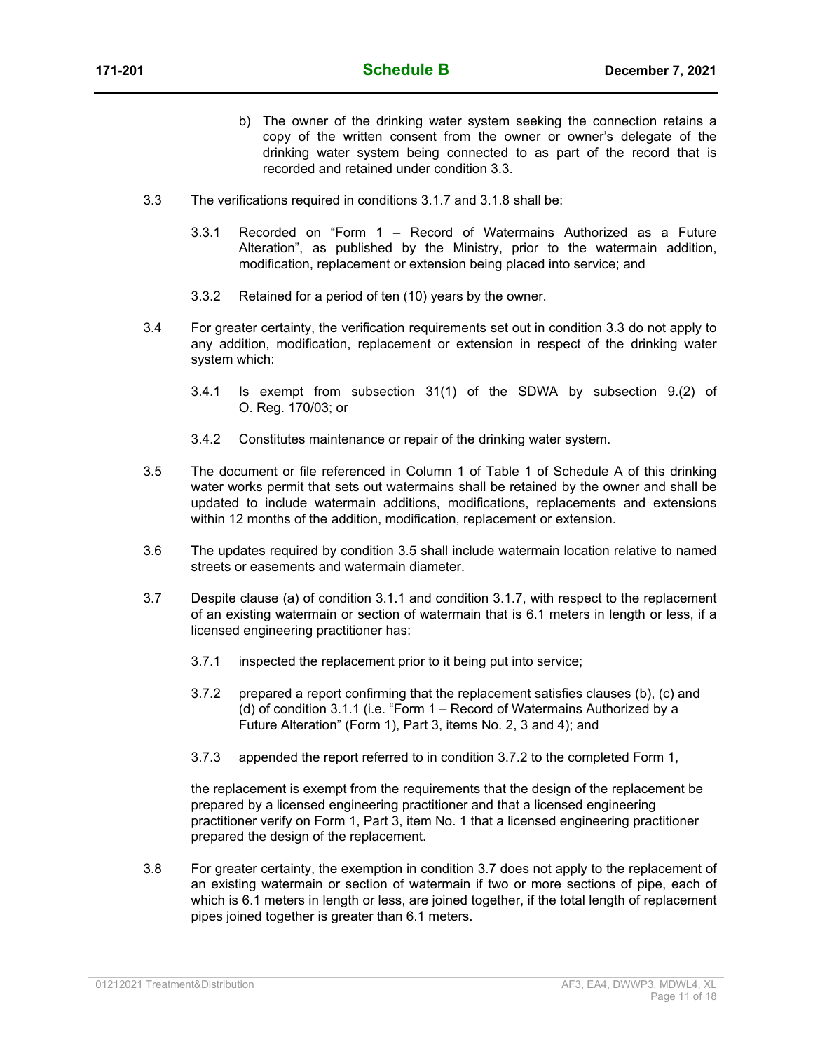b) The owner of the drinking water system seeking the connection retains a copy of the written consent from the owner or owner's delegate of the drinking water system being connected to as part of the record that is recorded and retained under condition 3.3.

3.3 The verifications required in conditions 3.1.7 and 3.1.8 shall be:

3.3.1 Recorded on "Form 1 – Record of Watermains Authorized as a Future Alteration", as published by the Ministry, prior to the watermain addition, modification, replacement or extension being placed into service; and

3.3.2 Retained for a period of ten (10) years by the owner.

3.4 For greater certainty, the verification requirements set out in condition 3.3 do not apply to any addition, modification, replacement or extension in respect of the drinking water system which:

3.4.1 Is exempt from subsection 31(1) of the SDWA by subsection 9.(2) of O. Reg. 170/03; or

3.4.2 Constitutes maintenance or repair of the drinking water system.

3.5 The document or file referenced in Column 1 of Table 1 of Schedule A of this drinking water works permit that sets out watermains shall be retained by the owner and shall be updated to include watermain additions, modifications, replacements and extensions within 12 months of the addition, modification, replacement or extension.

3.6 The updates required by condition 3.5 shall include watermain location relative to named streets or easements and watermain diameter.

3.7 Despite clause (a) of condition 3.1.1 and condition 3.1.7, with respect to the replacement of an existing watermain or section of watermain that is 6.1 meters in length or less, if a licensed engineering practitioner has:

3.7.1 inspected the replacement prior to it being put into service;

3.7.2 prepared a report confirming that the replacement satisfies clauses (b), (c) and (d) of condition 3.1.1 (i.e. "Form 1 – Record of Watermains Authorized by a Future Alteration" (Form 1), Part 3, items No. 2, 3 and 4); and

3.7.3 appended the report referred to in condition 3.7.2 to the completed Form 1,

the replacement is exempt from the requirements that the design of the replacement be prepared by a licensed engineering practitioner and that a licensed engineering practitioner verify on Form 1, Part 3, item No. 1 that a licensed engineering practitioner prepared the design of the replacement.

3.8 For greater certainty, the exemption in condition 3.7 does not apply to the replacement of an existing watermain or section of watermain if two or more sections of pipe, each of which is 6.1 meters in length or less, are joined together, if the total length of replacement pipes joined together is greater than 6.1 meters.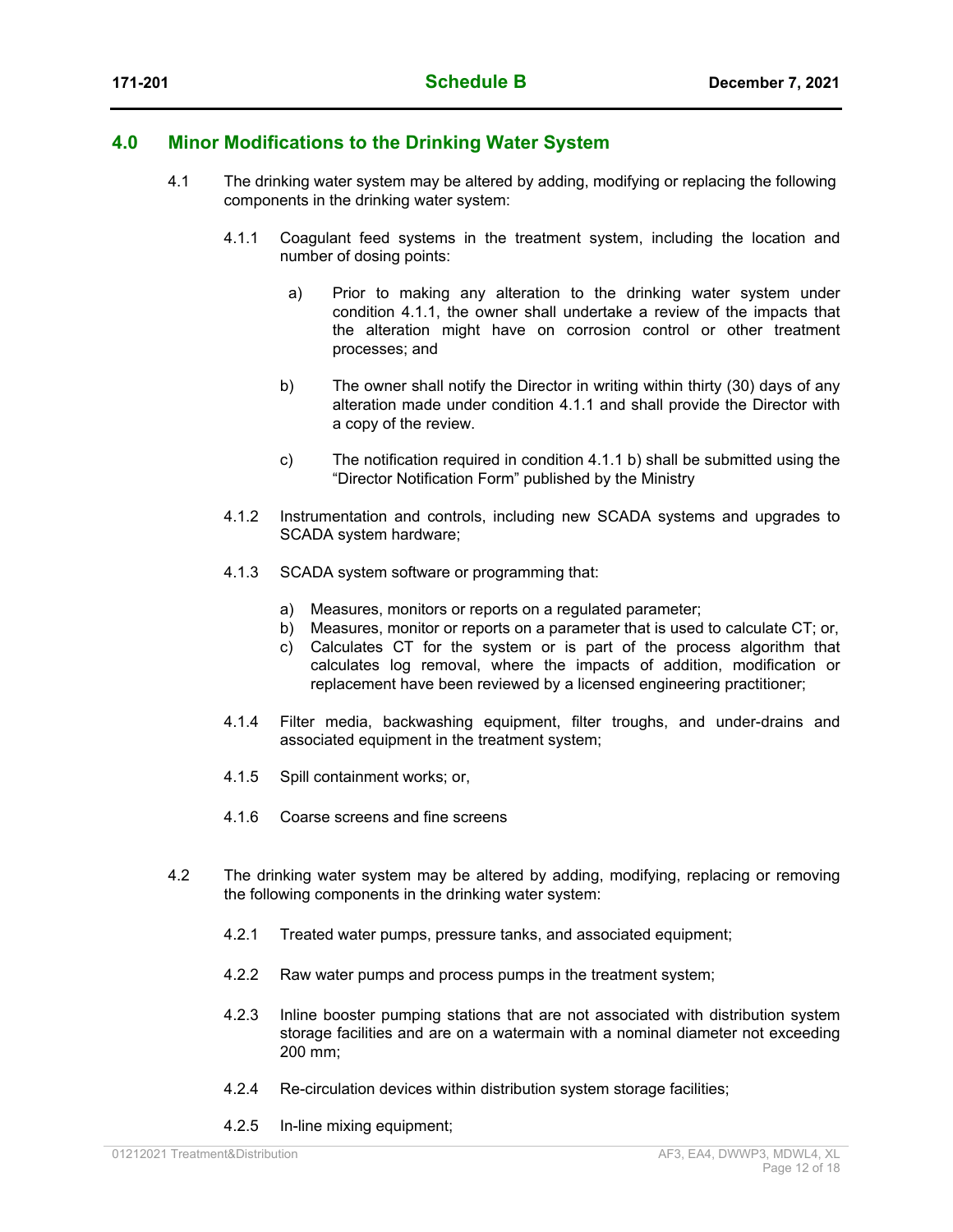## 4.0 Minor Modifications to the Drinking Water System

4.1 The drinking water system may be altered by adding, modifying or replacing the following components in the drinking water system:

4.1.1 Coagulant feed systems in the treatment system, including the location and number of dosing points:

a) Prior to making any alteration to the drinking water system under condition 4.1.1, the owner shall undertake a review of the impacts that the alteration might have on corrosion control or other treatment processes; and

b) The owner shall notify the Director in writing within thirty (30) days of any alteration made under condition 4.1.1 and shall provide the Director with a copy of the review.

c) The notification required in condition 4.1.1 b) shall be submitted using the "Director Notification Form" published by the Ministry

4.1.2 Instrumentation and controls, including new SCADA systems and upgrades to SCADA system hardware;

4.1.3 SCADA system software or programming that:

a) Measures, monitors or reports on a regulated parameter;
b) Measures, monitor or reports on a parameter that is used to calculate CT; or,
c) Calculates CT for the system or is part of the process algorithm that calculates log removal, where the impacts of addition, modification or replacement have been reviewed by a licensed engineering practitioner;

4.1.4 Filter media, backwashing equipment, filter troughs, and under-drains and associated equipment in the treatment system;

4.1.5 Spill containment works; or,

4.1.6 Coarse screens and fine screens

4.2 The drinking water system may be altered by adding, modifying, replacing or removing the following components in the drinking water system:

4.2.1 Treated water pumps, pressure tanks, and associated equipment;

4.2.2 Raw water pumps and process pumps in the treatment system;

4.2.3 Inline booster pumping stations that are not associated with distribution system storage facilities and are on a watermain with a nominal diameter not exceeding 200 mm;

4.2.4 Re-circulation devices within distribution system storage facilities;

4.2.5 In-line mixing equipment;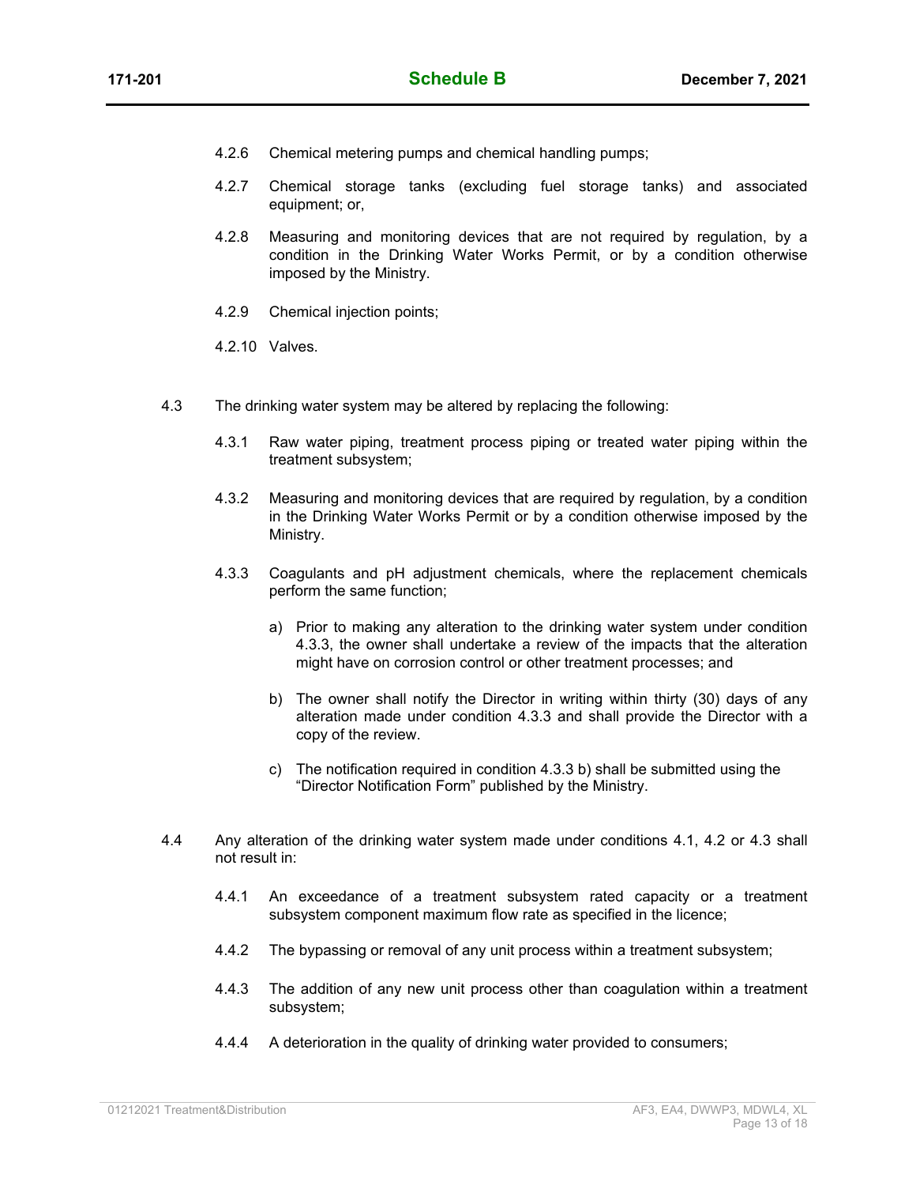4.2.6 Chemical metering pumps and chemical handling pumps;

4.2.7 Chemical storage tanks (excluding fuel storage tanks) and associated equipment; or,

4.2.8 Measuring and monitoring devices that are not required by regulation, by a condition in the Drinking Water Works Permit, or by a condition otherwise imposed by the Ministry.

4.2.9 Chemical injection points;

4.2.10 Valves.

4.3 The drinking water system may be altered by replacing the following:

4.3.1 Raw water piping, treatment process piping or treated water piping within the treatment subsystem;

4.3.2 Measuring and monitoring devices that are required by regulation, by a condition in the Drinking Water Works Permit or by a condition otherwise imposed by the Ministry.

4.3.3 Coagulants and pH adjustment chemicals, where the replacement chemicals perform the same function;

a) Prior to making any alteration to the drinking water system under condition 4.3.3, the owner shall undertake a review of the impacts that the alteration might have on corrosion control or other treatment processes; and

b) The owner shall notify the Director in writing within thirty (30) days of any alteration made under condition 4.3.3 and shall provide the Director with a copy of the review.

c) The notification required in condition 4.3.3 b) shall be submitted using the "Director Notification Form" published by the Ministry.

4.4 Any alteration of the drinking water system made under conditions 4.1, 4.2 or 4.3 shall not result in:

4.4.1 An exceedance of a treatment subsystem rated capacity or a treatment subsystem component maximum flow rate as specified in the licence;

4.4.2 The bypassing or removal of any unit process within a treatment subsystem;

4.4.3 The addition of any new unit process other than coagulation within a treatment subsystem;

4.4.4 A deterioration in the quality of drinking water provided to consumers;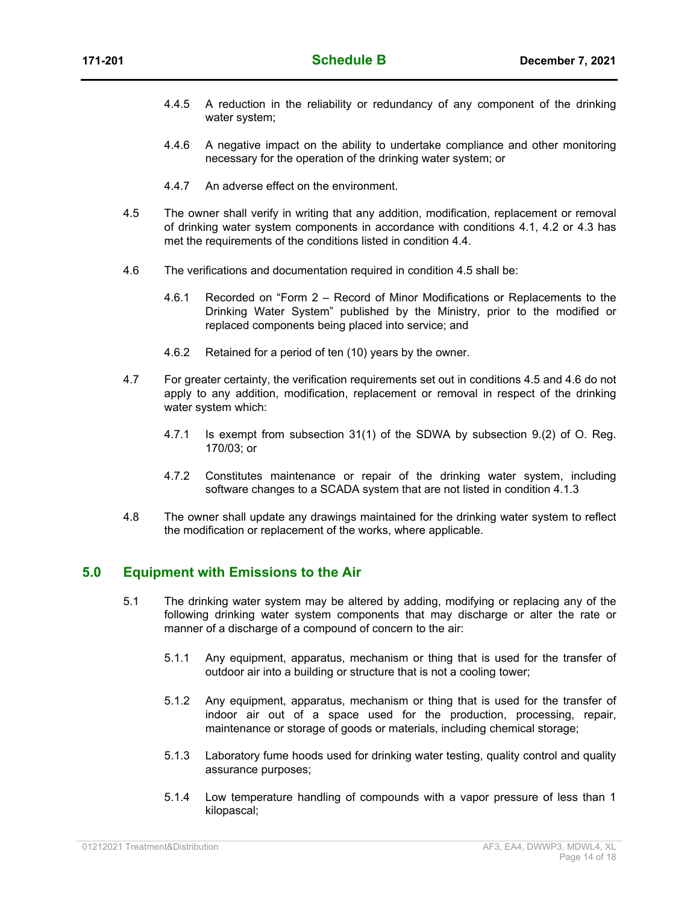4.4.5 A reduction in the reliability or redundancy of any component of the drinking water system;

4.4.6 A negative impact on the ability to undertake compliance and other monitoring necessary for the operation of the drinking water system; or

4.4.7 An adverse effect on the environment.

4.5 The owner shall verify in writing that any addition, modification, replacement or removal of drinking water system components in accordance with conditions 4.1, 4.2 or 4.3 has met the requirements of the conditions listed in condition 4.4.

4.6 The verifications and documentation required in condition 4.5 shall be:

4.6.1 Recorded on "Form 2 – Record of Minor Modifications or Replacements to the Drinking Water System" published by the Ministry, prior to the modified or replaced components being placed into service; and

4.6.2 Retained for a period of ten (10) years by the owner.

4.7 For greater certainty, the verification requirements set out in conditions 4.5 and 4.6 do not apply to any addition, modification, replacement or removal in respect of the drinking water system which:

4.7.1 Is exempt from subsection 31(1) of the SDWA by subsection 9.(2) of O. Reg. 170/03; or

4.7.2 Constitutes maintenance or repair of the drinking water system, including software changes to a SCADA system that are not listed in condition 4.1.3

4.8 The owner shall update any drawings maintained for the drinking water system to reflect the modification or replacement of the works, where applicable.

## 5.0 Equipment with Emissions to the Air

5.1 The drinking water system may be altered by adding, modifying or replacing any of the following drinking water system components that may discharge or alter the rate or manner of a discharge of a compound of concern to the air:

5.1.1 Any equipment, apparatus, mechanism or thing that is used for the transfer of outdoor air into a building or structure that is not a cooling tower;

5.1.2 Any equipment, apparatus, mechanism or thing that is used for the transfer of indoor air out of a space used for the production, processing, repair, maintenance or storage of goods or materials, including chemical storage;

5.1.3 Laboratory fume hoods used for drinking water testing, quality control and quality assurance purposes;

5.1.4 Low temperature handling of compounds with a vapor pressure of less than 1 kilopascal;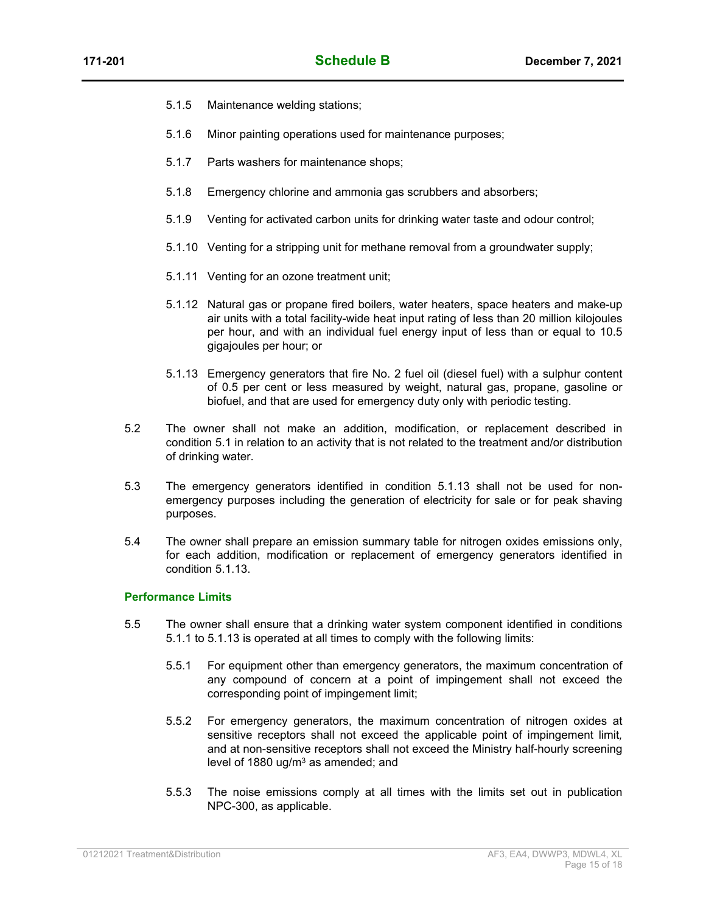5.1.5 Maintenance welding stations;

5.1.6 Minor painting operations used for maintenance purposes;

5.1.7 Parts washers for maintenance shops;

5.1.8 Emergency chlorine and ammonia gas scrubbers and absorbers;

5.1.9 Venting for activated carbon units for drinking water taste and odour control;

5.1.10 Venting for a stripping unit for methane removal from a groundwater supply;

5.1.11 Venting for an ozone treatment unit;

5.1.12 Natural gas or propane fired boilers, water heaters, space heaters and make-up air units with a total facility-wide heat input rating of less than 20 million kilojoules per hour, and with an individual fuel energy input of less than or equal to 10.5 gigajoules per hour; or

5.1.13 Emergency generators that fire No. 2 fuel oil (diesel fuel) with a sulphur content of 0.5 per cent or less measured by weight, natural gas, propane, gasoline or biofuel, and that are used for emergency duty only with periodic testing.

5.2 The owner shall not make an addition, modification, or replacement described in condition 5.1 in relation to an activity that is not related to the treatment and/or distribution of drinking water.

5.3 The emergency generators identified in condition 5.1.13 shall not be used for non-emergency purposes including the generation of electricity for sale or for peak shaving purposes.

5.4 The owner shall prepare an emission summary table for nitrogen oxides emissions only, for each addition, modification or replacement of emergency generators identified in condition 5.1.13.

### Performance Limits

5.5 The owner shall ensure that a drinking water system component identified in conditions 5.1.1 to 5.1.13 is operated at all times to comply with the following limits:

5.5.1 For equipment other than emergency generators, the maximum concentration of any compound of concern at a point of impingement shall not exceed the corresponding point of impingement limit;

5.5.2 For emergency generators, the maximum concentration of nitrogen oxides at sensitive receptors shall not exceed the applicable point of impingement limit, and at non-sensitive receptors shall not exceed the Ministry half-hourly screening level of 1880 ug/$m^3$ as amended; and

5.5.3 The noise emissions comply at all times with the limits set out in publication NPC-300, as applicable.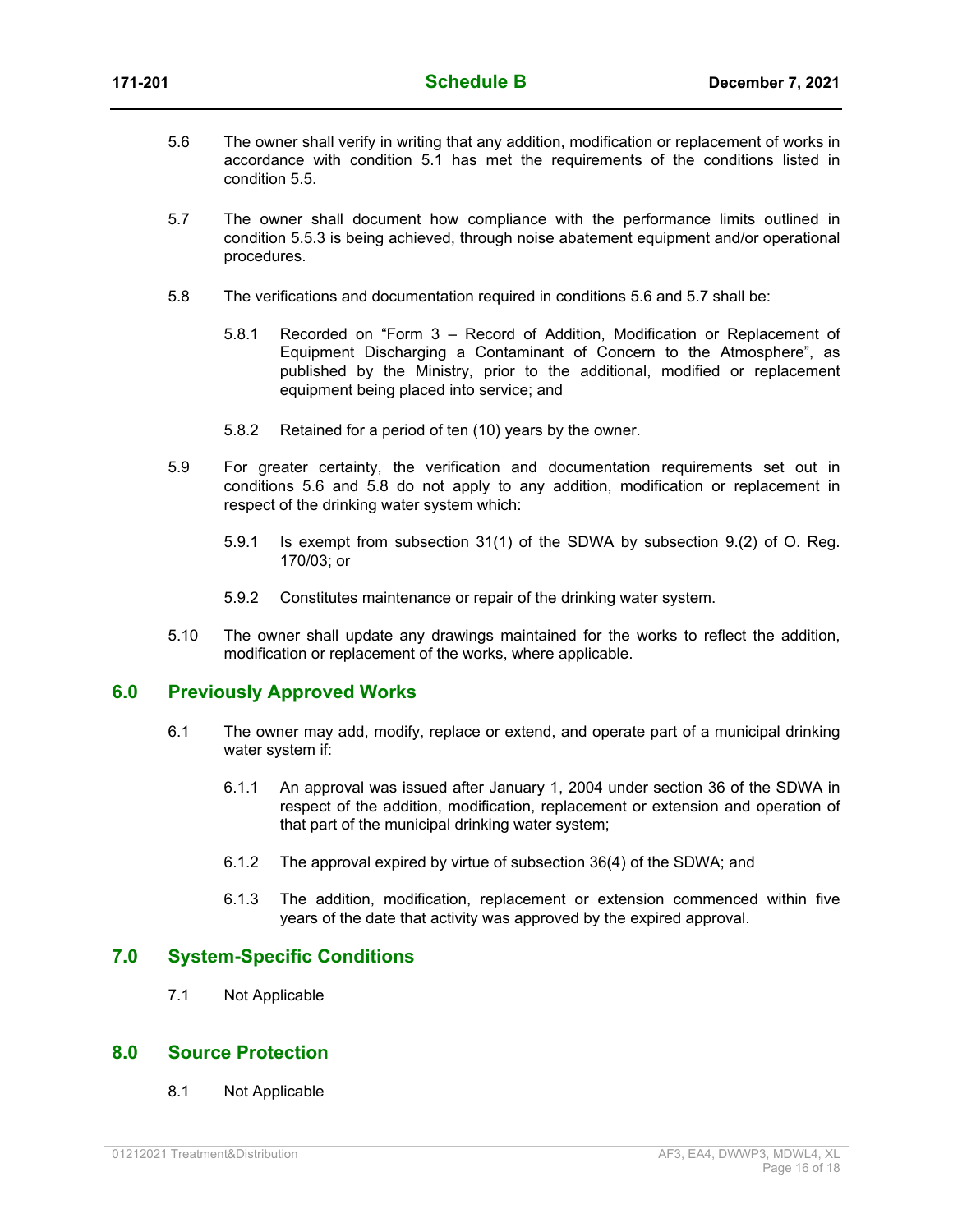5.6 The owner shall verify in writing that any addition, modification or replacement of works in accordance with condition 5.1 has met the requirements of the conditions listed in condition 5.5.

5.7 The owner shall document how compliance with the performance limits outlined in condition 5.5.3 is being achieved, through noise abatement equipment and/or operational procedures.

5.8 The verifications and documentation required in conditions 5.6 and 5.7 shall be:

5.8.1 Recorded on "Form 3 – Record of Addition, Modification or Replacement of Equipment Discharging a Contaminant of Concern to the Atmosphere", as published by the Ministry, prior to the additional, modified or replacement equipment being placed into service; and

5.8.2 Retained for a period of ten (10) years by the owner.

5.9 For greater certainty, the verification and documentation requirements set out in conditions 5.6 and 5.8 do not apply to any addition, modification or replacement in respect of the drinking water system which:

5.9.1 Is exempt from subsection 31(1) of the SDWA by subsection 9.(2) of O. Reg. 170/03; or

5.9.2 Constitutes maintenance or repair of the drinking water system.

5.10 The owner shall update any drawings maintained for the works to reflect the addition, modification or replacement of the works, where applicable.

## 6.0 Previously Approved Works

6.1 The owner may add, modify, replace or extend, and operate part of a municipal drinking water system if:

6.1.1 An approval was issued after January 1, 2004 under section 36 of the SDWA in respect of the addition, modification, replacement or extension and operation of that part of the municipal drinking water system;

6.1.2 The approval expired by virtue of subsection 36(4) of the SDWA; and

6.1.3 The addition, modification, replacement or extension commenced within five years of the date that activity was approved by the expired approval.

## 7.0 System-Specific Conditions

7.1 Not Applicable

## 8.0 Source Protection

8.1 Not Applicable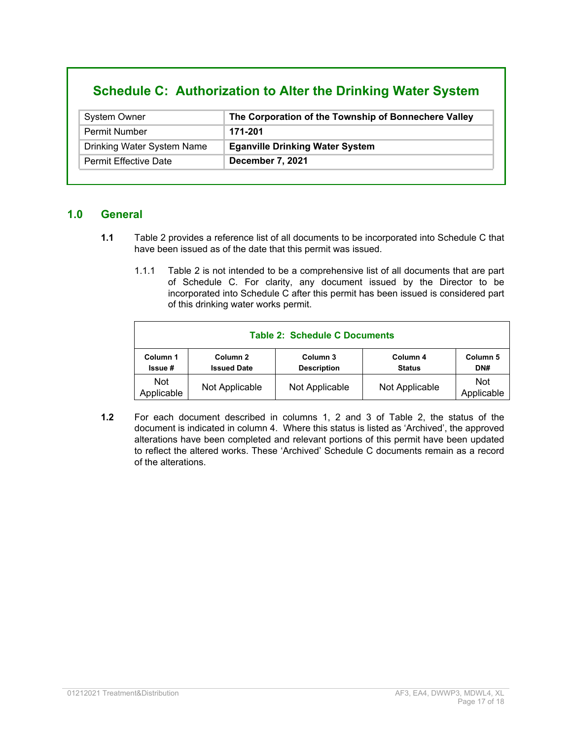# Schedule C: Authorization to Alter the Drinking Water System

| | |
|---|---|
| System Owner | **The Corporation of the Township of Bonnechere Valley** |
| Permit Number | **171-201** |
| Drinking Water System Name | **Eganville Drinking Water System** |
| Permit Effective Date | **December 7, 2021** |

## 1.0 General

**1.1** Table 2 provides a reference list of all documents to be incorporated into Schedule C that have been issued as of the date that this permit was issued.

1.1.1 Table 2 is not intended to be a comprehensive list of all documents that are part of Schedule C. For clarity, any document issued by the Director to be incorporated into Schedule C after this permit has been issued is considered part of this drinking water works permit.

**Table 2: Schedule C Documents**

| Column 1 Issue # | Column 2 Issued Date | Column 3 Description | Column 4 Status | Column 5 DN# |
|---|---|---|---|---|
| Not Applicable | Not Applicable | Not Applicable | Not Applicable | Not Applicable |

**1.2** For each document described in columns 1, 2 and 3 of Table 2, the status of the document is indicated in column 4. Where this status is listed as 'Archived', the approved alterations have been completed and relevant portions of this permit have been updated to reflect the altered works. These 'Archived' Schedule C documents remain as a record of the alterations.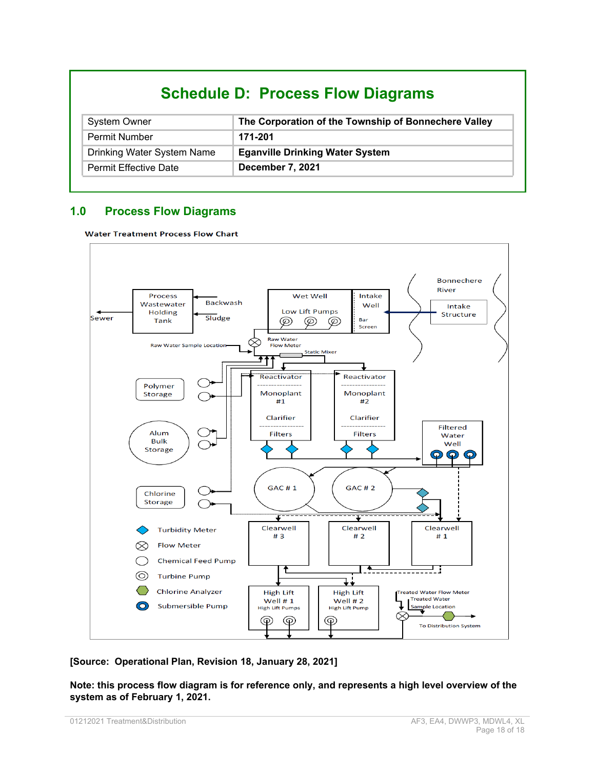# Schedule D: Process Flow Diagrams

| | |
|---|---|
| System Owner | **The Corporation of the Township of Bonnechere Valley** |
| Permit Number | **171-201** |
| Drinking Water System Name | **Eganville Drinking Water System** |
| Permit Effective Date | **December 7, 2021** |

## 1.0 Process Flow Diagrams

**Water Treatment Process Flow Chart**

Bonnechere River
Intake Structure
Intake Well
Bar Screen
Wet Well
Low Lift Pumps
Process Wastewater Holding Tank
Backwash
Sludge
Sewer
Raw Water Sample Location
Raw Water Flow Meter
Static Mixer
Polymer Storage
Alum Bulk Storage
Chlorine Storage
Reactivator
Monoplant #1
Clarifier
Filters
Reactivator
Monoplant #2
Clarifier
Filters
Filtered Water Well
GAC # 1
GAC # 2
Clearwell # 3
Clearwell # 2
Clearwell # 1
High Lift Well # 1
High Lift Pumps
High Lift Well # 2
High Lift Pump
Treated Water Flow Meter
Treated Water Sample Location
To Distribution System

Turbidity Meter
Flow Meter
Chemical Feed Pump
Turbine Pump
Chlorine Analyzer
Submersible Pump

**[Source: Operational Plan, Revision 18, January 28, 2021]**

**Note: this process flow diagram is for reference only, and represents a high level overview of the system as of February 1, 2021.**